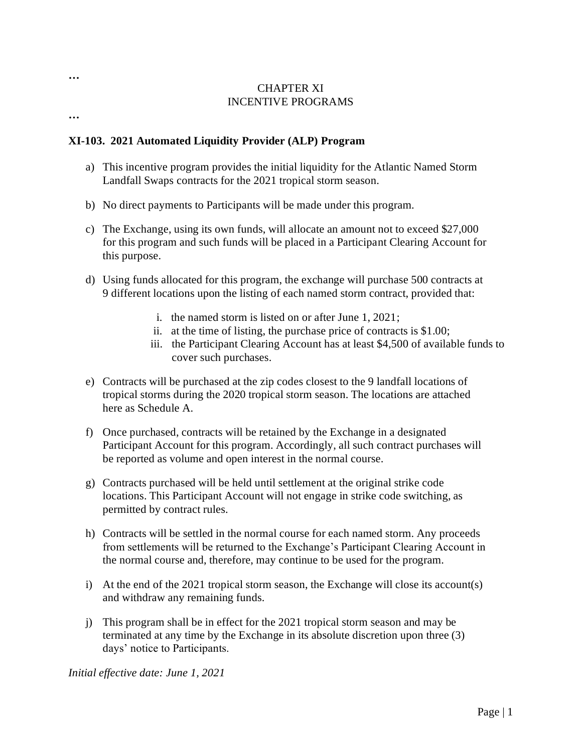…

CHAPTER XI
INCENTIVE PROGRAMS

…

**XI-103. 2021 Automated Liquidity Provider (ALP) Program**

a) This incentive program provides the initial liquidity for the Atlantic Named Storm Landfall Swaps contracts for the 2021 tropical storm season.

b) No direct payments to Participants will be made under this program.

c) The Exchange, using its own funds, will allocate an amount not to exceed $27,000 for this program and such funds will be placed in a Participant Clearing Account for this purpose.

d) Using funds allocated for this program, the exchange will purchase 500 contracts at 9 different locations upon the listing of each named storm contract, provided that:

   i. the named storm is listed on or after June 1, 2021;
   ii. at the time of listing, the purchase price of contracts is $1.00;
   iii. the Participant Clearing Account has at least $4,500 of available funds to cover such purchases.

e) Contracts will be purchased at the zip codes closest to the 9 landfall locations of tropical storms during the 2020 tropical storm season. The locations are attached here as Schedule A.

f) Once purchased, contracts will be retained by the Exchange in a designated Participant Account for this program. Accordingly, all such contract purchases will be reported as volume and open interest in the normal course.

g) Contracts purchased will be held until settlement at the original strike code locations. This Participant Account will not engage in strike code switching, as permitted by contract rules.

h) Contracts will be settled in the normal course for each named storm. Any proceeds from settlements will be returned to the Exchange's Participant Clearing Account in the normal course and, therefore, may continue to be used for the program.

i) At the end of the 2021 tropical storm season, the Exchange will close its account(s) and withdraw any remaining funds.

j) This program shall be in effect for the 2021 tropical storm season and may be terminated at any time by the Exchange in its absolute discretion upon three (3) days' notice to Participants.

*Initial effective date: June 1, 2021*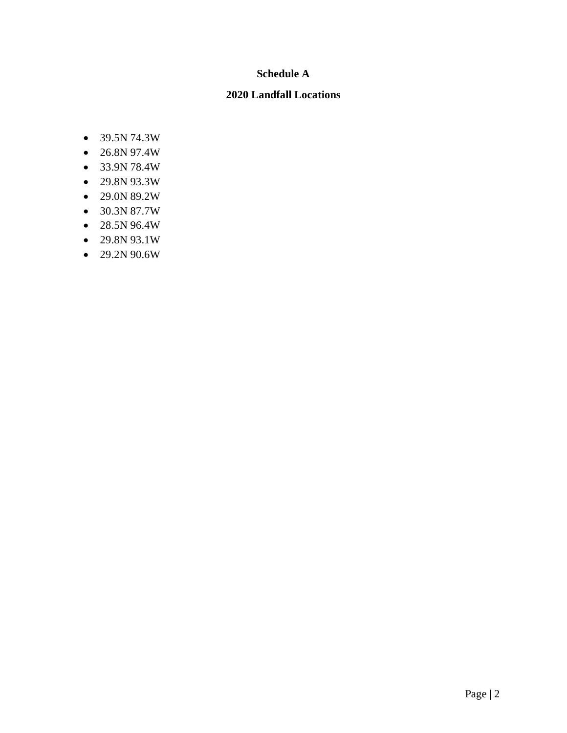## Schedule A

## 2020 Landfall Locations

- 39.5N 74.3W
- 26.8N 97.4W
- 33.9N 78.4W
- 29.8N 93.3W
- 29.0N 89.2W
- 30.3N 87.7W
- 28.5N 96.4W
- 29.8N 93.1W
- 29.2N 90.6W